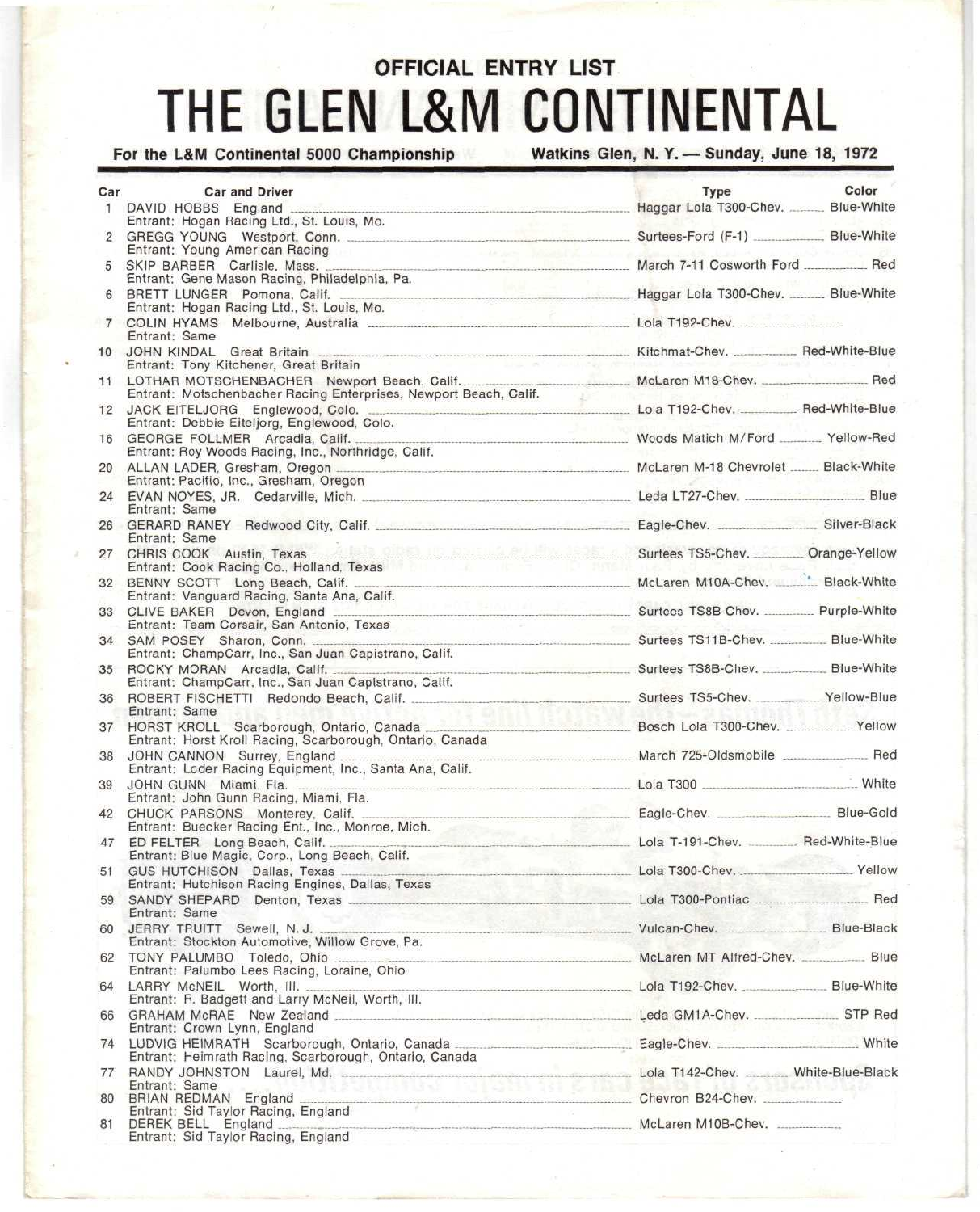# OFFICIAL ENTRY LIST

# THE GLEN L&M CONTINENTAL

**For the L&M Continental 5000 Championship** — **Watkins Glen, N. Y. — Sunday, June 18, 1972**

| Car | Car and Driver | Type | Color |
|---|---|---|---|
| 1 | DAVID HOBBS England<br>Entrant: Hogan Racing Ltd., St. Louis, Mo. | Haggar Lola T300-Chev. | Blue-White |
| 2 | GREGG YOUNG Westport, Conn.<br>Entrant: Young American Racing | Surtees-Ford (F-1) | Blue-White |
| 5 | SKIP BARBER Carlisle, Mass.<br>Entrant: Gene Mason Racing, Philadelphia, Pa. | March 7-11 Cosworth Ford | Red |
| 6 | BRETT LUNGER Pomona, Calif.<br>Entrant: Hogan Racing Ltd., St. Louis, Mo. | Haggar Lola T300-Chev. | Blue-White |
| 7 | COLIN HYAMS Melbourne, Australia<br>Entrant: Same | Lola T192-Chev. | |
| 10 | JOHN KINDAL Great Britain<br>Entrant: Tony Kitchener, Great Britain | Kitchmat-Chev. | Red-White-Blue |
| 11 | LOTHAR MOTSCHENBACHER Newport Beach, Calif.<br>Entrant: Motschenbacher Racing Enterprises, Newport Beach, Calif. | McLaren M18-Chev. | Red |
| 12 | JACK EITELJORG Englewood, Colo.<br>Entrant: Debbie Eiteljorg, Englewood, Colo. | Lola T192-Chev. | Red-White-Blue |
| 16 | GEORGE FOLLMER Arcadia, Calif.<br>Entrant: Roy Woods Racing, Inc., Northridge, Calif. | Woods Matich M/Ford | Yellow-Red |
| 20 | ALLAN LADER, Gresham, Oregon<br>Entrant: Pacific, Inc., Gresham, Oregon | McLaren M-18 Chevrolet | Black-White |
| 24 | EVAN NOYES, JR. Cedarville, Mich.<br>Entrant: Same | Leda LT27-Chev. | Blue |
| 26 | GERARD RANEY Redwood City, Calif.<br>Entrant: Same | Eagle-Chev. | Silver-Black |
| 27 | CHRIS COOK Austin, Texas<br>Entrant: Cook Racing Co., Holland, Texas | Surtees TS5-Chev. | Orange-Yellow |
| 32 | BENNY SCOTT Long Beach, Calif.<br>Entrant: Vanguard Racing, Santa Ana, Calif. | McLaren M10A-Chev. | Black-White |
| 33 | CLIVE BAKER Devon, England<br>Entrant: Team Corsair, San Antonio, Texas | Surtees TS8B-Chev. | Purple-White |
| 34 | SAM POSEY Sharon, Conn.<br>Entrant: ChampCarr, Inc., San Juan Capistrano, Calif. | Surtees TS11B-Chev. | Blue-White |
| 35 | ROCKY MORAN Arcadia, Calif.<br>Entrant: ChampCarr, Inc., San Juan Capistrano, Calif. | Surtees TS8B-Chev. | Blue-White |
| 36 | ROBERT FISCHETTI Redondo Beach, Calif.<br>Entrant: Same | Surtees TS5-Chev. | Yellow-Blue |
| 37 | HORST KROLL Scarborough, Ontario, Canada<br>Entrant: Horst Kroll Racing, Scarborough, Ontario, Canada | Bosch Lola T300-Chev. | Yellow |
| 38 | JOHN CANNON Surrey, England<br>Entrant: Loder Racing Equipment, Inc., Santa Ana, Calif. | March 725-Oldsmobile | Red |
| 39 | JOHN GUNN Miami, Fla.<br>Entrant: John Gunn Racing, Miami, Fla. | Lola T300 | White |
| 42 | CHUCK PARSONS Monterey, Calif.<br>Entrant: Buecker Racing Ent., Inc., Monroe, Mich. | Eagle-Chev. | Blue-Gold |
| 47 | ED FELTER Long Beach, Calif.<br>Entrant: Blue Magic, Corp., Long Beach, Calif. | Lola T-191-Chev. | Red-White-Blue |
| 51 | GUS HUTCHISON Dallas, Texas<br>Entrant: Hutchison Racing Engines, Dallas, Texas | Lola T300-Chev. | Yellow |
| 59 | SANDY SHEPARD Denton, Texas<br>Entrant: Same | Lola T300-Pontiac | Red |
| 60 | JERRY TRUITT Sewell, N. J.<br>Entrant: Stockton Automotive, Willow Grove, Pa. | Vulcan-Chev. | Blue-Black |
| 62 | TONY PALUMBO Toledo, Ohio<br>Entrant: Palumbo Lees Racing, Loraine, Ohio | McLaren MT Alfred-Chev. | Blue |
| 64 | LARRY McNEIL Worth, Ill.<br>Entrant: R. Badgett and Larry McNeil, Worth, Ill. | Lola T192-Chev. | Blue-White |
| 66 | GRAHAM McRAE New Zealand<br>Entrant: Crown Lynn, England | Leda GM1A-Chev. | STP Red |
| 74 | LUDVIG HEIMRATH Scarborough, Ontario, Canada<br>Entrant: Heimrath Racing, Scarborough, Ontario, Canada | Eagle-Chev. | White |
| 77 | RANDY JOHNSTON Laurel, Md.<br>Entrant: Same | Lola T142-Chev. | White-Blue-Black |
| 80 | BRIAN REDMAN England<br>Entrant: Sid Taylor Racing, England | Chevron B24-Chev. | |
| 81 | DEREK BELL England<br>Entrant: Sid Taylor Racing, England | McLaren M10B-Chev. | |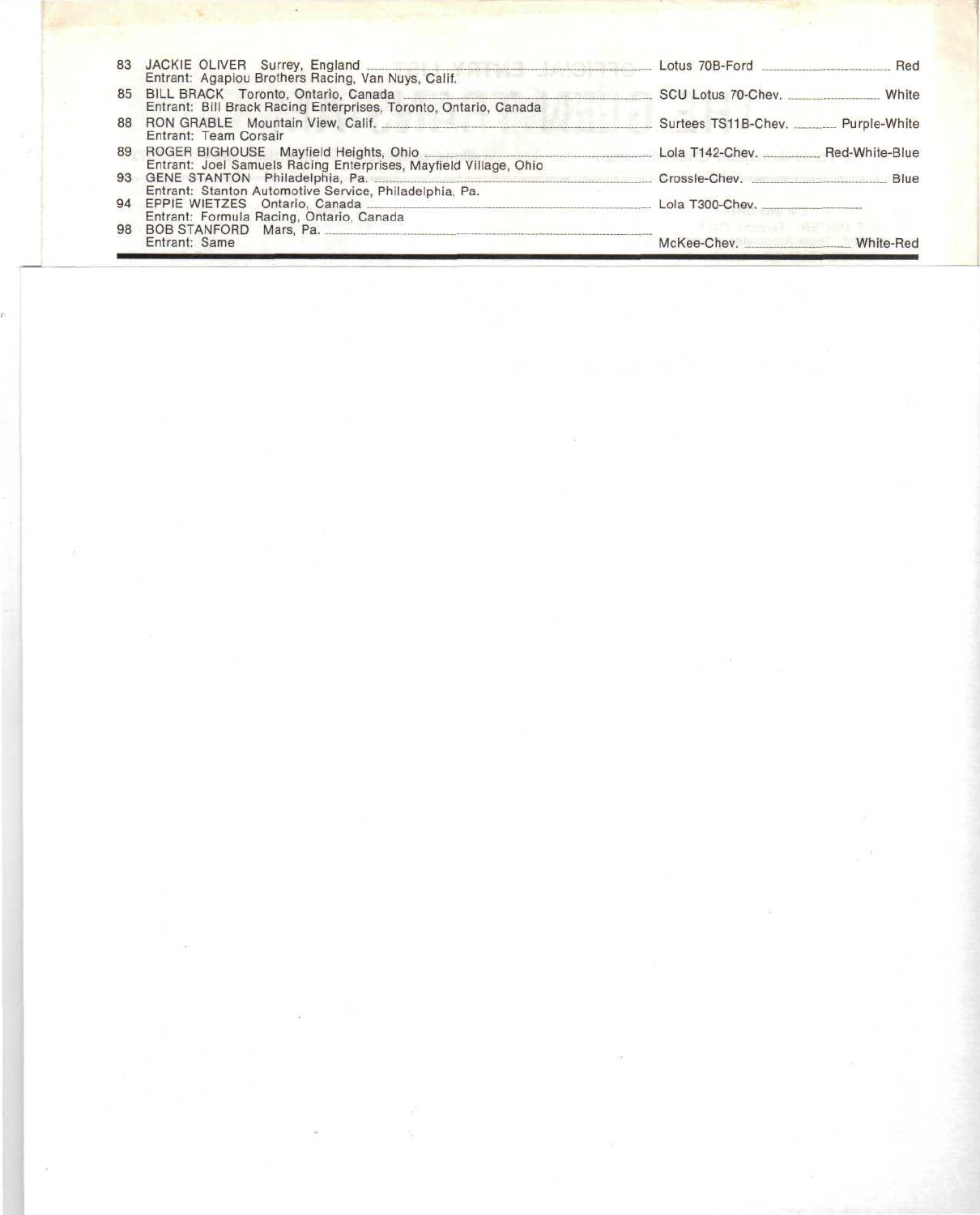| | | | |
|---|---|---|---|
| 83 | JACKIE OLIVER Surrey, England<br>Entrant: Agapiou Brothers Racing, Van Nuys, Calif. | Lotus 70B-Ford | Red |
| 85 | BILL BRACK Toronto, Ontario, Canada<br>Entrant: Bill Brack Racing Enterprises, Toronto, Ontario, Canada | SCU Lotus 70-Chev. | White |
| 88 | RON GRABLE Mountain View, Calif.<br>Entrant: Team Corsair | Surtees TS11B-Chev. | Purple-White |
| 89 | ROGER BIGHOUSE Mayfield Heights, Ohio<br>Entrant: Joel Samuels Racing Enterprises, Mayfield Village, Ohio | Lola T142-Chev. | Red-White-Blue |
| 93 | GENE STANTON Philadelphia, Pa.<br>Entrant: Stanton Automotive Service, Philadelphia, Pa. | Crossle-Chev. | Blue |
| 94 | EPPIE WIETZES Ontario, Canada<br>Entrant: Formula Racing, Ontario, Canada | Lola T300-Chev. | |
| 98 | BOB STANFORD Mars, Pa.<br>Entrant: Same | McKee-Chev. | White-Red |